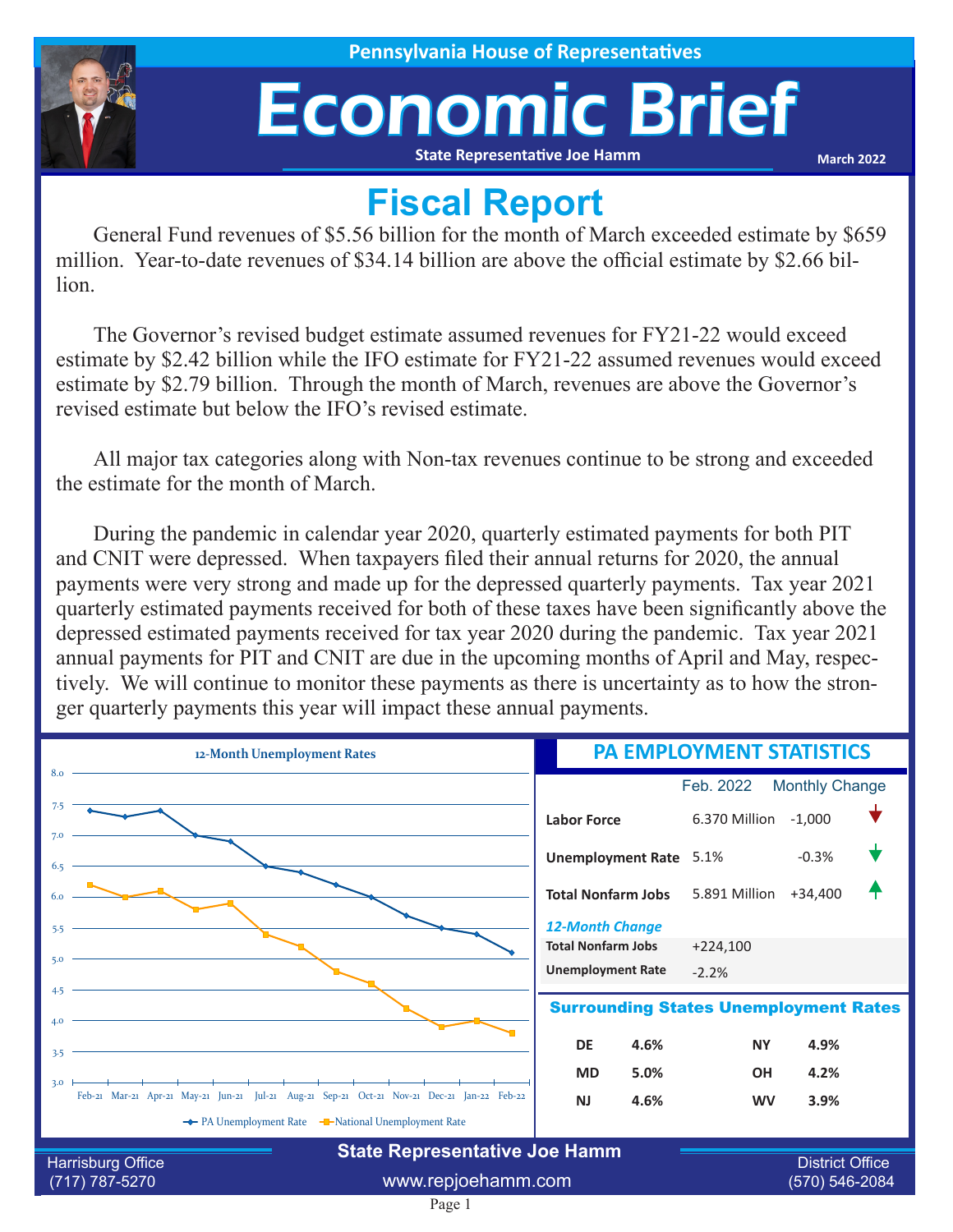Pennsylvania House of Representatives

# Economic Brief

State Representative Joe Hamm

March 2022

## Fiscal Report

General Fund revenues of $5.56 billion for the month of March exceeded estimate by $659 million. Year-to-date revenues of $34.14 billion are above the official estimate by $2.66 billion.

The Governor's revised budget estimate assumed revenues for FY21-22 would exceed estimate by $2.42 billion while the IFO estimate for FY21-22 assumed revenues would exceed estimate by $2.79 billion. Through the month of March, revenues are above the Governor's revised estimate but below the IFO's revised estimate.

All major tax categories along with Non-tax revenues continue to be strong and exceeded the estimate for the month of March.

During the pandemic in calendar year 2020, quarterly estimated payments for both PIT and CNIT were depressed. When taxpayers filed their annual returns for 2020, the annual payments were very strong and made up for the depressed quarterly payments. Tax year 2021 quarterly estimated payments received for both of these taxes have been significantly above the depressed estimated payments received for tax year 2020 during the pandemic. Tax year 2021 annual payments for PIT and CNIT are due in the upcoming months of April and May, respectively. We will continue to monitor these payments as there is uncertainty as to how the stronger quarterly payments this year will impact these annual payments.

### 12-Month Unemployment Rates

| Month | PA Unemployment Rate | National Unemployment Rate |
|---|---|---|
| Feb-21 | 7.4 | 6.2 |
| Mar-21 | 7.3 | 6.0 |
| Apr-21 | 7.4 | 6.1 |
| May-21 | 7.0 | 5.8 |
| Jun-21 | 6.9 | 5.9 |
| Jul-21 | 6.5 | 5.4 |
| Aug-21 | 6.4 | 5.2 |
| Sep-21 | 6.2 | 4.8 |
| Oct-21 | 6.0 | 4.6 |
| Nov-21 | 5.7 | 4.2 |
| Dec-21 | 5.5 | 3.9 |
| Jan-22 | 5.4 | 4.0 |
| Feb-22 | 5.1 | 3.8 |

### PA EMPLOYMENT STATISTICS

| | Feb. 2022 | Monthly Change |
|---|---|---|
| **Labor Force** | 6.370 Million | -1,000 ↓ |
| **Unemployment Rate** | 5.1% | -0.3% ↓ |
| **Total Nonfarm Jobs** | 5.891 Million | +34,400 ↑ |

***12-Month Change***

| | |
|---|---|
| **Total Nonfarm Jobs** | +224,100 |
| **Unemployment Rate** | -2.2% |

### Surrounding States Unemployment Rates

| State | Rate | State | Rate |
|---|---|---|---|
| **DE** | **4.6%** | **NY** | **4.9%** |
| **MD** | **5.0%** | **OH** | **4.2%** |
| **NJ** | **4.6%** | **WV** | **3.9%** |

**State Representative Joe Hamm**

Harrisburg Office (717) 787-5270 | www.repjoehamm.com | District Office (570) 546-2084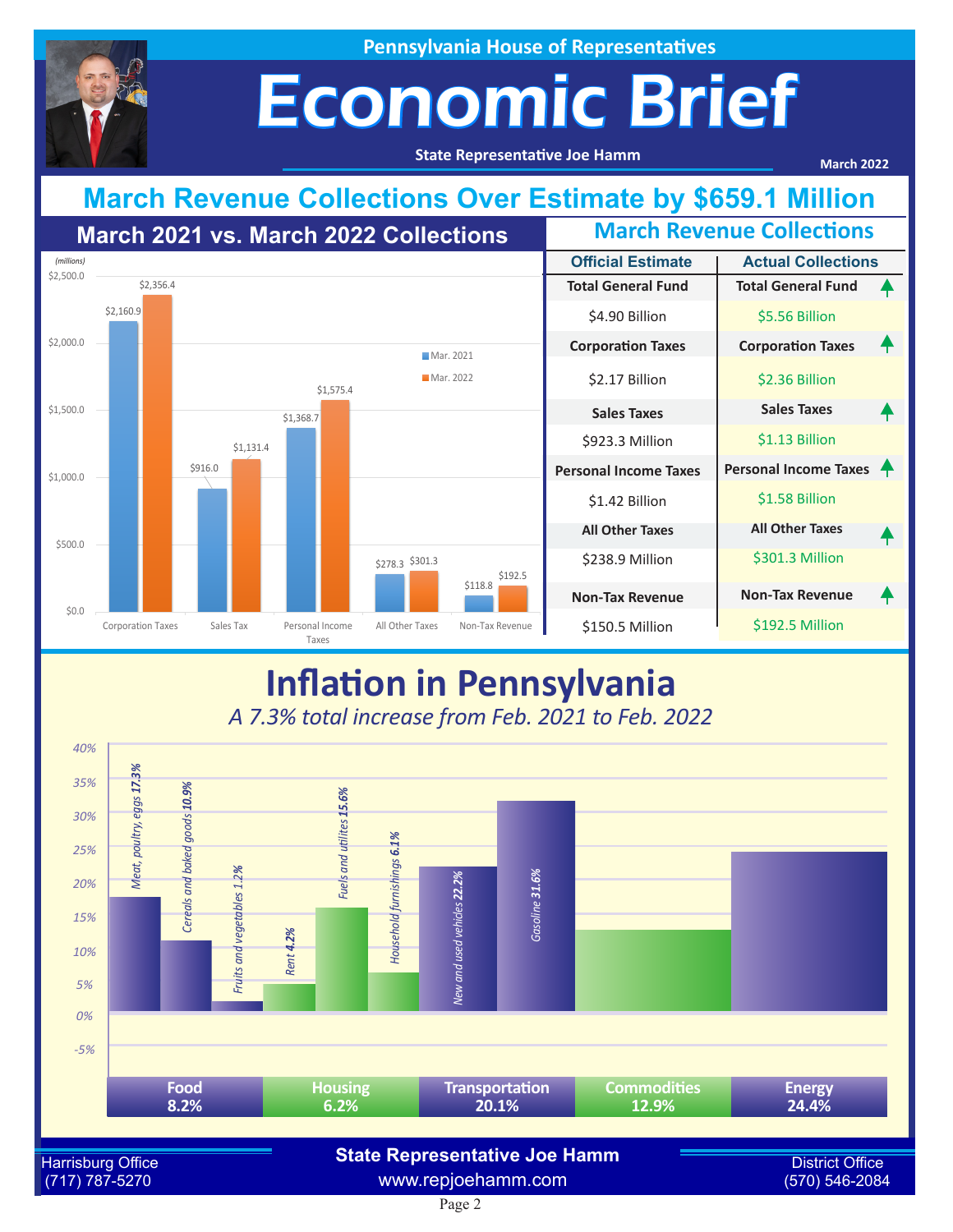Pennsylvania House of Representatives

# Economic Brief

State Representative Joe Hamm

March 2022

## March Revenue Collections Over Estimate by $659.1 Million

### March 2021 vs. March 2022 Collections

(millions)

$2,500.0
$2,000.0
$1,500.0
$1,000.0
$500.0
$0.0

Mar. 2021
Mar. 2022

Corporation Taxes: $2,160.9, $2,356.4
Sales Tax: $916.0, $1,131.4
Personal Income Taxes: $1,368.7, $1,575.4
All Other Taxes: $278.3, $301.3
Non-Tax Revenue: $118.8, $192.5

### March Revenue Collections

| Official Estimate | Actual Collections |
|---|---|
| **Total General Fund** | **Total General Fund** |
| $4.90 Billion | $5.56 Billion |
| **Corporation Taxes** | **Corporation Taxes** |
| $2.17 Billion | $2.36 Billion |
| **Sales Taxes** | **Sales Taxes** |
| $923.3 Million | $1.13 Billion |
| **Personal Income Taxes** | **Personal Income Taxes** |
| $1.42 Billion | $1.58 Billion |
| **All Other Taxes** | **All Other Taxes** |
| $238.9 Million | $301.3 Million |
| **Non-Tax Revenue** | **Non-Tax Revenue** |
| $150.5 Million | $192.5 Million |

## Inflation in Pennsylvania

*A 7.3% total increase from Feb. 2021 to Feb. 2022*

40%
35%
30%
25%
20%
15%
10%
5%
0%
-5%

Meat, poultry, eggs 17.3%
Cereals and baked goods 10.9%
Fruits and vegetables 1.2%
Rent 4.2%
Fuels and utilites 15.6%
Household furnishings 6.1%
New and used vehicles 22.2%
Gasoline 31.6%

Food 8.2%
Housing 6.2%
Transportation 20.1%
Commodities 12.9%
Energy 24.4%

Harrisburg Office
(717) 787-5270

**State Representative Joe Hamm**
www.repjoehamm.com

District Office
(570) 546-2084